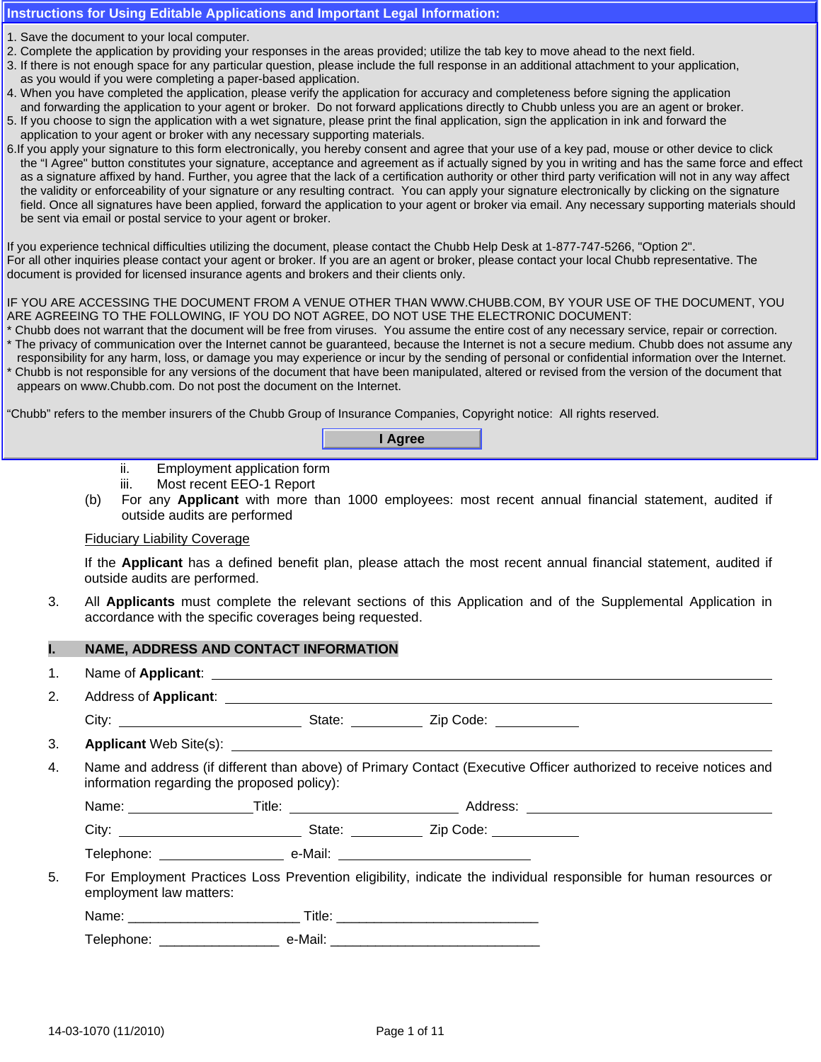## Instructions for Using Editable Applications and Important Legal Information:

1. Save the document to your local computer.
2. Complete the application by providing your responses in the areas provided; utilize the tab key to move ahead to the next field.
3. If there is not enough space for any particular question, please include the full response in an additional attachment to your application, as you would if you were completing a paper-based application.
4. When you have completed the application, please verify the application for accuracy and completeness before signing the application and forwarding the application to your agent or broker. Do not forward applications directly to Chubb unless you are an agent or broker.
5. If you choose to sign the application with a wet signature, please print the final application, sign the application in ink and forward the application to your agent or broker with any necessary supporting materials.
6. If you apply your signature to this form electronically, you hereby consent and agree that your use of a key pad, mouse or other device to click the "I Agree" button constitutes your signature, acceptance and agreement as if actually signed by you in writing and has the same force and effect as a signature affixed by hand. Further, you agree that the lack of a certification authority or other third party verification will not in any way affect the validity or enforceability of your signature or any resulting contract. You can apply your signature electronically by clicking on the signature field. Once all signatures have been applied, forward the application to your agent or broker via email. Any necessary supporting materials should be sent via email or postal service to your agent or broker.

If you experience technical difficulties utilizing the document, please contact the Chubb Help Desk at 1-877-747-5266, "Option 2". For all other inquiries please contact your agent or broker. If you are an agent or broker, please contact your local Chubb representative. The document is provided for licensed insurance agents and brokers and their clients only.

IF YOU ARE ACCESSING THE DOCUMENT FROM A VENUE OTHER THAN WWW.CHUBB.COM, BY YOUR USE OF THE DOCUMENT, YOU ARE AGREEING TO THE FOLLOWING, IF YOU DO NOT AGREE, DO NOT USE THE ELECTRONIC DOCUMENT:

* Chubb does not warrant that the document will be free from viruses. You assume the entire cost of any necessary service, repair or correction.
* The privacy of communication over the Internet cannot be guaranteed, because the Internet is not a secure medium. Chubb does not assume any responsibility for any harm, loss, or damage you may experience or incur by the sending of personal or confidential information over the Internet.
* Chubb is not responsible for any versions of the document that have been manipulated, altered or revised from the version of the document that appears on www.Chubb.com. Do not post the document on the Internet.

"Chubb" refers to the member insurers of the Chubb Group of Insurance Companies, Copyright notice: All rights reserved.

**I Agree**

ii. Employment application form

iii. Most recent EEO-1 Report

(b) For any **Applicant** with more than 1000 employees: most recent annual financial statement, audited if outside audits are performed

<u>Fiduciary Liability Coverage</u>

If the **Applicant** has a defined benefit plan, please attach the most recent annual financial statement, audited if outside audits are performed.

3. All **Applicants** must complete the relevant sections of this Application and of the Supplemental Application in accordance with the specific coverages being requested.

## I. NAME, ADDRESS AND CONTACT INFORMATION

1. Name of **Applicant**: ______________________________

2. Address of **Applicant**: ______________________________

   City: ____________ State: ________ Zip Code: ________

3. **Applicant** Web Site(s): ______________________________

4. Name and address (if different than above) of Primary Contact (Executive Officer authorized to receive notices and information regarding the proposed policy):

   Name: ____________ Title: ____________ Address: ______________

   City: ____________ State: ________ Zip Code: ________

   Telephone: ____________ e-Mail: ____________

5. For Employment Practices Loss Prevention eligibility, indicate the individual responsible for human resources or employment law matters:

   Name: ______________________ Title: ______________________

   Telephone: ______________ e-Mail: ______________________

14-03-1070 (11/2010)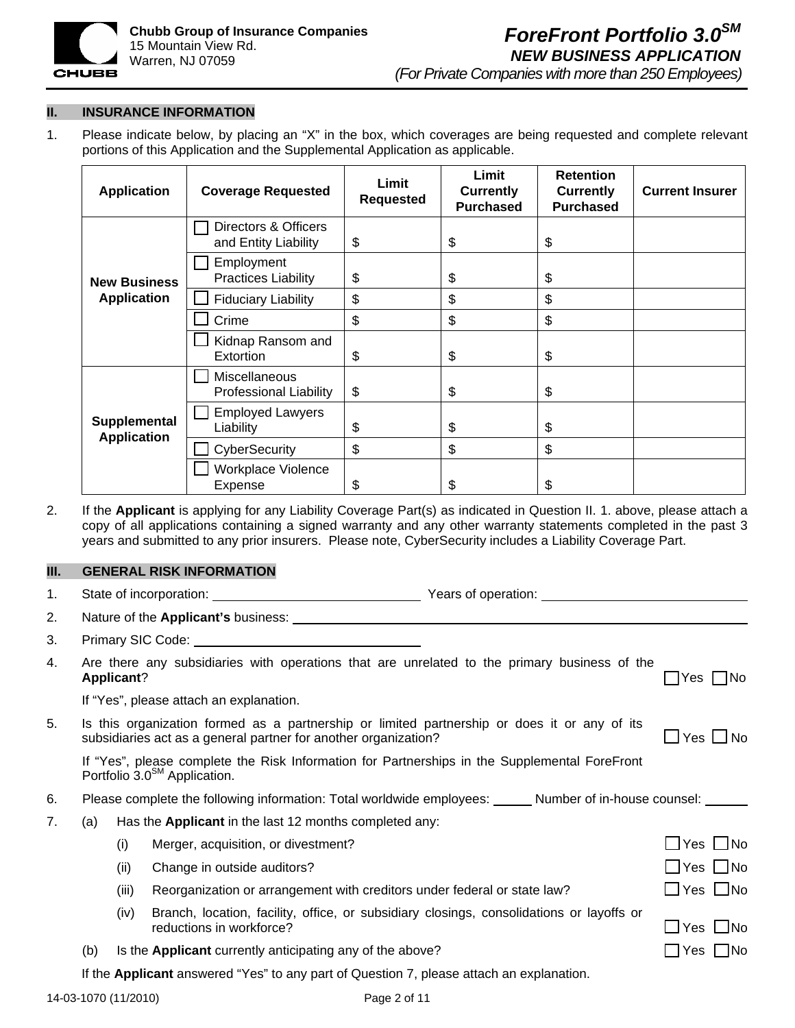Chubb Group of Insurance Companies
15 Mountain View Rd.
Warren, NJ 07059

# ForeFront Portfolio 3.0SM
## NEW BUSINESS APPLICATION
*(For Private Companies with more than 250 Employees)*

## II. INSURANCE INFORMATION

1. Please indicate below, by placing an "X" in the box, which coverages are being requested and complete relevant portions of this Application and the Supplemental Application as applicable.

| Application | Coverage Requested | Limit Requested | Limit Currently Purchased | Retention Currently Purchased | Current Insurer |
|---|---|---|---|---|---|
| New Business Application | ☐ Directors & Officers and Entity Liability | $ | $ | $ | |
| | ☐ Employment Practices Liability | $ | $ | $ | |
| | ☐ Fiduciary Liability | $ | $ | $ | |
| | ☐ Crime | $ | $ | $ | |
| | ☐ Kidnap Ransom and Extortion | $ | $ | $ | |
| Supplemental Application | ☐ Miscellaneous Professional Liability | $ | $ | $ | |
| | ☐ Employed Lawyers Liability | $ | $ | $ | |
| | ☐ CyberSecurity | $ | $ | $ | |
| | ☐ Workplace Violence Expense | $ | $ | $ | |

2. If the **Applicant** is applying for any Liability Coverage Part(s) as indicated in Question II. 1. above, please attach a copy of all applications containing a signed warranty and any other warranty statements completed in the past 3 years and submitted to any prior insurers. Please note, CyberSecurity includes a Liability Coverage Part.

## III. GENERAL RISK INFORMATION

1. State of incorporation: ______________________ Years of operation: ______________________

2. Nature of the **Applicant's** business: ______________________

3. Primary SIC Code: ______________________

4. Are there any subsidiaries with operations that are unrelated to the primary business of the **Applicant**? ☐ Yes ☐ No

   If "Yes", please attach an explanation.

5. Is this organization formed as a partnership or limited partnership or does it or any of its subsidiaries act as a general partner for another organization? ☐ Yes ☐ No

   If "Yes", please complete the Risk Information for Partnerships in the Supplemental ForeFront Portfolio 3.0SM Application.

6. Please complete the following information: Total worldwide employees: _____ Number of in-house counsel: _____

7. (a) Has the **Applicant** in the last 12 months completed any:

   (i) Merger, acquisition, or divestment? ☐ Yes ☐ No

   (ii) Change in outside auditors? ☐ Yes ☐ No

   (iii) Reorganization or arrangement with creditors under federal or state law? ☐ Yes ☐ No

   (iv) Branch, location, facility, office, or subsidiary closings, consolidations or layoffs or reductions in workforce? ☐ Yes ☐ No

   (b) Is the **Applicant** currently anticipating any of the above? ☐ Yes ☐ No

   If the **Applicant** answered "Yes" to any part of Question 7, please attach an explanation.

14-03-1070 (11/2010)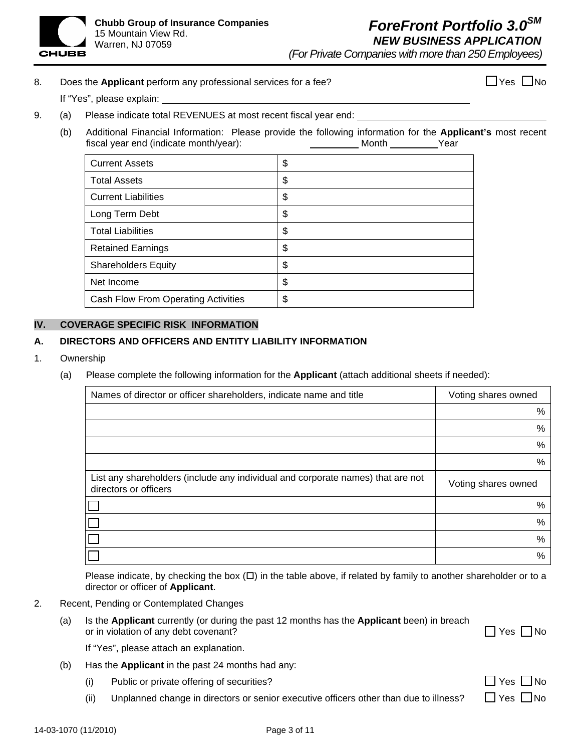8. Does the **Applicant** perform any professional services for a fee? ☐ Yes ☐ No

   If "Yes", please explain: ____________________

9. (a) Please indicate total REVENUES at most recent fiscal year end: ____________________

   (b) Additional Financial Information: Please provide the following information for the **Applicant's** most recent fiscal year end (indicate month/year): ________ Month ________ Year

| | |
|---|---|
| Current Assets | $ |
| Total Assets | $ |
| Current Liabilities | $ |
| Long Term Debt | $ |
| Total Liabilities | $ |
| Retained Earnings | $ |
| Shareholders Equity | $ |
| Net Income | $ |
| Cash Flow From Operating Activities | $ |

## IV. COVERAGE SPECIFIC RISK INFORMATION

### A. DIRECTORS AND OFFICERS AND ENTITY LIABILITY INFORMATION

1. Ownership

   (a) Please complete the following information for the **Applicant** (attach additional sheets if needed):

| Names of director or officer shareholders, indicate name and title | Voting shares owned |
|---|---|
| | % |
| | % |
| | % |
| | % |
| **List any shareholders (include any individual and corporate names) that are not directors or officers** | **Voting shares owned** |
| ☐ | % |
| ☐ | % |
| ☐ | % |
| ☐ | % |

   Please indicate, by checking the box (☐) in the table above, if related by family to another shareholder or to a director or officer of **Applicant**.

2. Recent, Pending or Contemplated Changes

   (a) Is the **Applicant** currently (or during the past 12 months has the **Applicant** been) in breach or in violation of any debt covenant? ☐ Yes ☐ No

   If "Yes", please attach an explanation.

   (b) Has the **Applicant** in the past 24 months had any:

   (i) Public or private offering of securities? ☐ Yes ☐ No

   (ii) Unplanned change in directors or senior executive officers other than due to illness? ☐ Yes ☐ No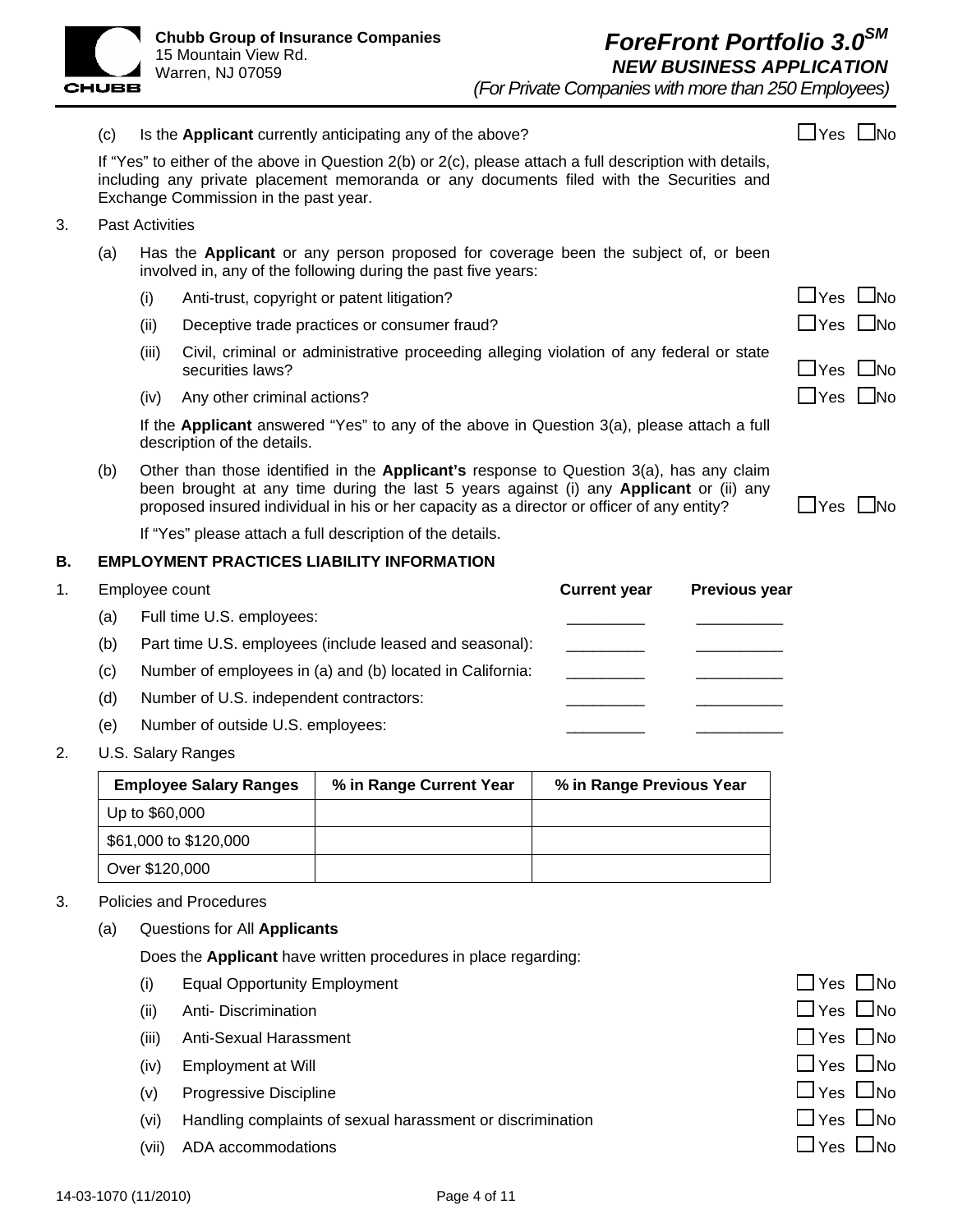(c) Is the **Applicant** currently anticipating any of the above? ☐ Yes ☐ No

If "Yes" to either of the above in Question 2(b) or 2(c), please attach a full description with details, including any private placement memoranda or any documents filed with the Securities and Exchange Commission in the past year.

3. Past Activities

   (a) Has the **Applicant** or any person proposed for coverage been the subject of, or been involved in, any of the following during the past five years:

   (i) Anti-trust, copyright or patent litigation? ☐ Yes ☐ No

   (ii) Deceptive trade practices or consumer fraud? ☐ Yes ☐ No

   (iii) Civil, criminal or administrative proceeding alleging violation of any federal or state securities laws? ☐ Yes ☐ No

   (iv) Any other criminal actions? ☐ Yes ☐ No

   If the **Applicant** answered "Yes" to any of the above in Question 3(a), please attach a full description of the details.

   (b) Other than those identified in the **Applicant's** response to Question 3(a), has any claim been brought at any time during the last 5 years against (i) any **Applicant** or (ii) any proposed insured individual in his or her capacity as a director or officer of any entity? ☐ Yes ☐ No

   If "Yes" please attach a full description of the details.

## B. EMPLOYMENT PRACTICES LIABILITY INFORMATION

1. Employee count

| | Current year | Previous year |
|---|---|---|
| (a) Full time U.S. employees: | _________ | __________ |
| (b) Part time U.S. employees (include leased and seasonal): | _________ | __________ |
| (c) Number of employees in (a) and (b) located in California: | _________ | __________ |
| (d) Number of U.S. independent contractors: | _________ | __________ |
| (e) Number of outside U.S. employees: | _________ | __________ |

2. U.S. Salary Ranges

| Employee Salary Ranges | % in Range Current Year | % in Range Previous Year |
|---|---|---|
| Up to $60,000 | | |
| $61,000 to $120,000 | | |
| Over $120,000 | | |

3. Policies and Procedures

   (a) Questions for All **Applicants**

   Does the **Applicant** have written procedures in place regarding:

   (i) Equal Opportunity Employment ☐ Yes ☐ No

   (ii) Anti- Discrimination ☐ Yes ☐ No

   (iii) Anti-Sexual Harassment ☐ Yes ☐ No

   (iv) Employment at Will ☐ Yes ☐ No

   (v) Progressive Discipline ☐ Yes ☐ No

   (vi) Handling complaints of sexual harassment or discrimination ☐ Yes ☐ No

   (vii) ADA accommodations ☐ Yes ☐ No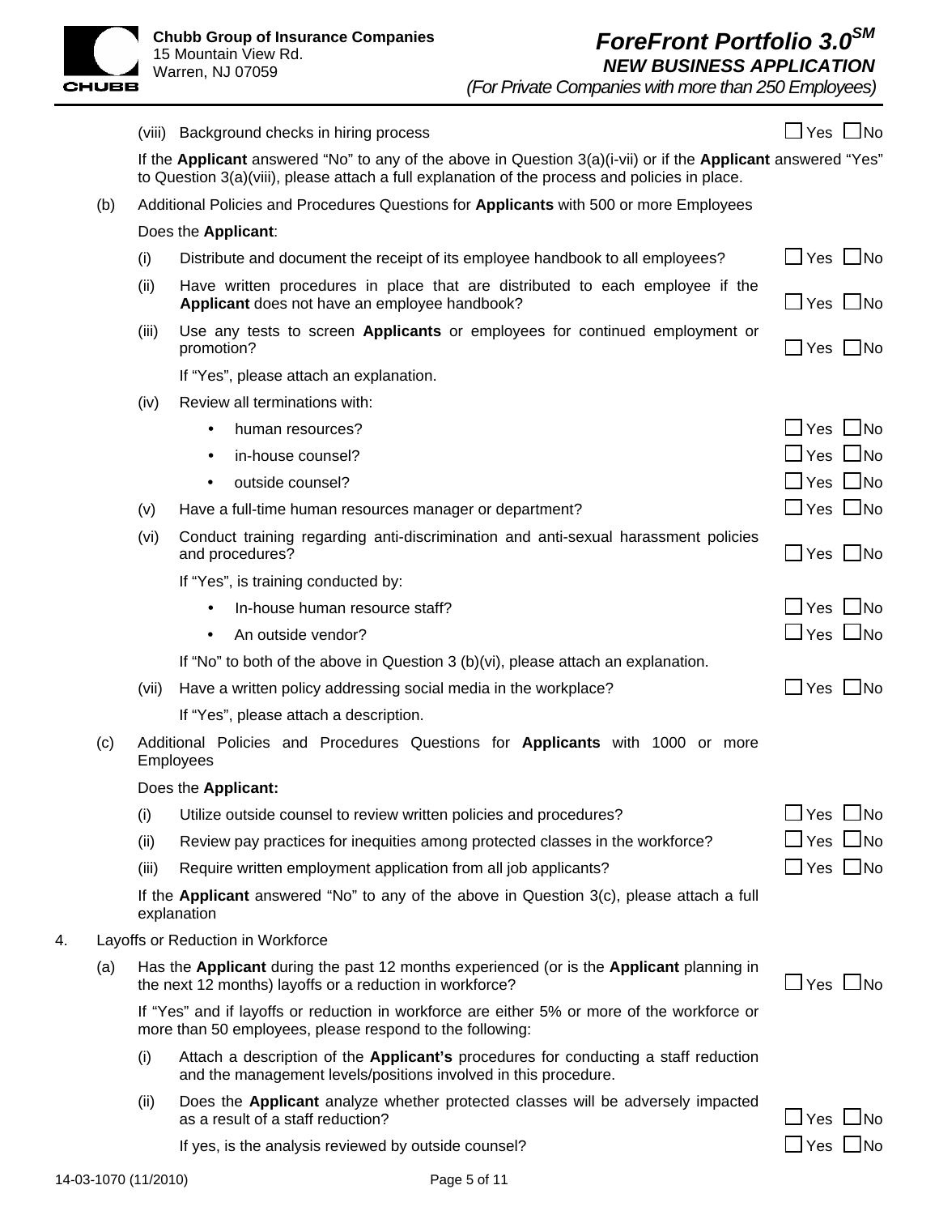(viii) Background checks in hiring process ☐ Yes ☐ No

If the **Applicant** answered "No" to any of the above in Question 3(a)(i-vii) or if the **Applicant** answered "Yes" to Question 3(a)(viii), please attach a full explanation of the process and policies in place.

(b) Additional Policies and Procedures Questions for **Applicants** with 500 or more Employees

Does the **Applicant**:

(i) Distribute and document the receipt of its employee handbook to all employees? ☐ Yes ☐ No

(ii) Have written procedures in place that are distributed to each employee if the **Applicant** does not have an employee handbook? ☐ Yes ☐ No

(iii) Use any tests to screen **Applicants** or employees for continued employment or promotion? ☐ Yes ☐ No

If "Yes", please attach an explanation.

(iv) Review all terminations with:

- human resources? ☐ Yes ☐ No
- in-house counsel? ☐ Yes ☐ No
- outside counsel? ☐ Yes ☐ No

(v) Have a full-time human resources manager or department? ☐ Yes ☐ No

(vi) Conduct training regarding anti-discrimination and anti-sexual harassment policies and procedures? ☐ Yes ☐ No

If "Yes", is training conducted by:

- In-house human resource staff? ☐ Yes ☐ No
- An outside vendor? ☐ Yes ☐ No

If "No" to both of the above in Question 3 (b)(vi), please attach an explanation.

(vii) Have a written policy addressing social media in the workplace? ☐ Yes ☐ No

If "Yes", please attach a description.

(c) Additional Policies and Procedures Questions for **Applicants** with 1000 or more Employees

Does the **Applicant:**

(i) Utilize outside counsel to review written policies and procedures? ☐ Yes ☐ No

(ii) Review pay practices for inequities among protected classes in the workforce? ☐ Yes ☐ No

(iii) Require written employment application from all job applicants? ☐ Yes ☐ No

If the **Applicant** answered "No" to any of the above in Question 3(c), please attach a full explanation

4. Layoffs or Reduction in Workforce

(a) Has the **Applicant** during the past 12 months experienced (or is the **Applicant** planning in the next 12 months) layoffs or a reduction in workforce? ☐ Yes ☐ No

If "Yes" and if layoffs or reduction in workforce are either 5% or more of the workforce or more than 50 employees, please respond to the following:

(i) Attach a description of the **Applicant's** procedures for conducting a staff reduction and the management levels/positions involved in this procedure.

(ii) Does the **Applicant** analyze whether protected classes will be adversely impacted as a result of a staff reduction? ☐ Yes ☐ No

If yes, is the analysis reviewed by outside counsel? ☐ Yes ☐ No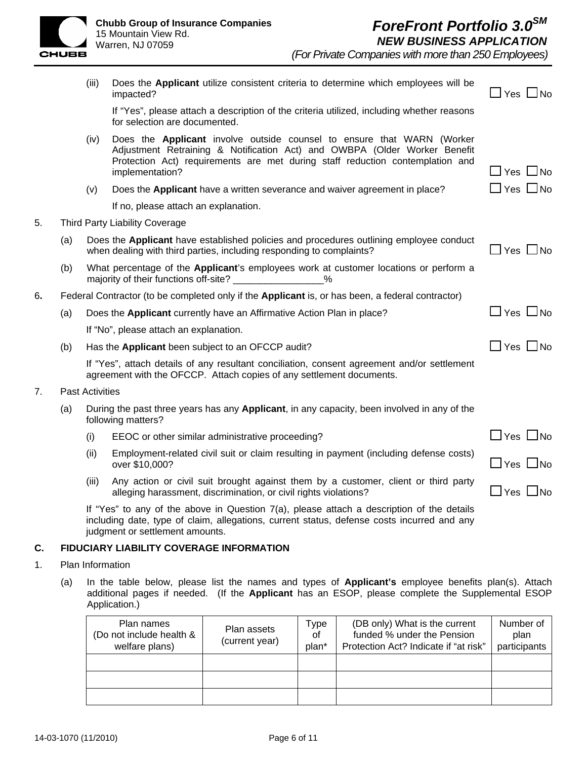(iii) Does the **Applicant** utilize consistent criteria to determine which employees will be impacted? ☐ Yes ☐ No

If "Yes", please attach a description of the criteria utilized, including whether reasons for selection are documented.

(iv) Does the **Applicant** involve outside counsel to ensure that WARN (Worker Adjustment Retraining & Notification Act) and OWBPA (Older Worker Benefit Protection Act) requirements are met during staff reduction contemplation and implementation? ☐ Yes ☐ No

(v) Does the **Applicant** have a written severance and waiver agreement in place? ☐ Yes ☐ No

If no, please attach an explanation.

5. Third Party Liability Coverage

(a) Does the **Applicant** have established policies and procedures outlining employee conduct when dealing with third parties, including responding to complaints? ☐ Yes ☐ No

(b) What percentage of the **Applicant**'s employees work at customer locations or perform a majority of their functions off-site? _________________%

6. Federal Contractor (to be completed only if the **Applicant** is, or has been, a federal contractor)

(a) Does the **Applicant** currently have an Affirmative Action Plan in place? ☐ Yes ☐ No

If "No", please attach an explanation.

(b) Has the **Applicant** been subject to an OFCCP audit? ☐ Yes ☐ No

If "Yes", attach details of any resultant conciliation, consent agreement and/or settlement agreement with the OFCCP. Attach copies of any settlement documents.

7. Past Activities

(a) During the past three years has any **Applicant**, in any capacity, been involved in any of the following matters?

(i) EEOC or other similar administrative proceeding? ☐ Yes ☐ No

(ii) Employment-related civil suit or claim resulting in payment (including defense costs) over $10,000? ☐ Yes ☐ No

(iii) Any action or civil suit brought against them by a customer, client or third party alleging harassment, discrimination, or civil rights violations? ☐ Yes ☐ No

If "Yes" to any of the above in Question 7(a), please attach a description of the details including date, type of claim, allegations, current status, defense costs incurred and any judgment or settlement amounts.

## C. FIDUCIARY LIABILITY COVERAGE INFORMATION

1. Plan Information

(a) In the table below, please list the names and types of **Applicant's** employee benefits plan(s). Attach additional pages if needed. (If the **Applicant** has an ESOP, please complete the Supplemental ESOP Application.)

| Plan names (Do not include health & welfare plans) | Plan assets (current year) | Type of plan* | (DB only) What is the current funded % under the Pension Protection Act? Indicate if "at risk" | Number of plan participants |
|---|---|---|---|---|
| | | | | |
| | | | | |
| | | | | |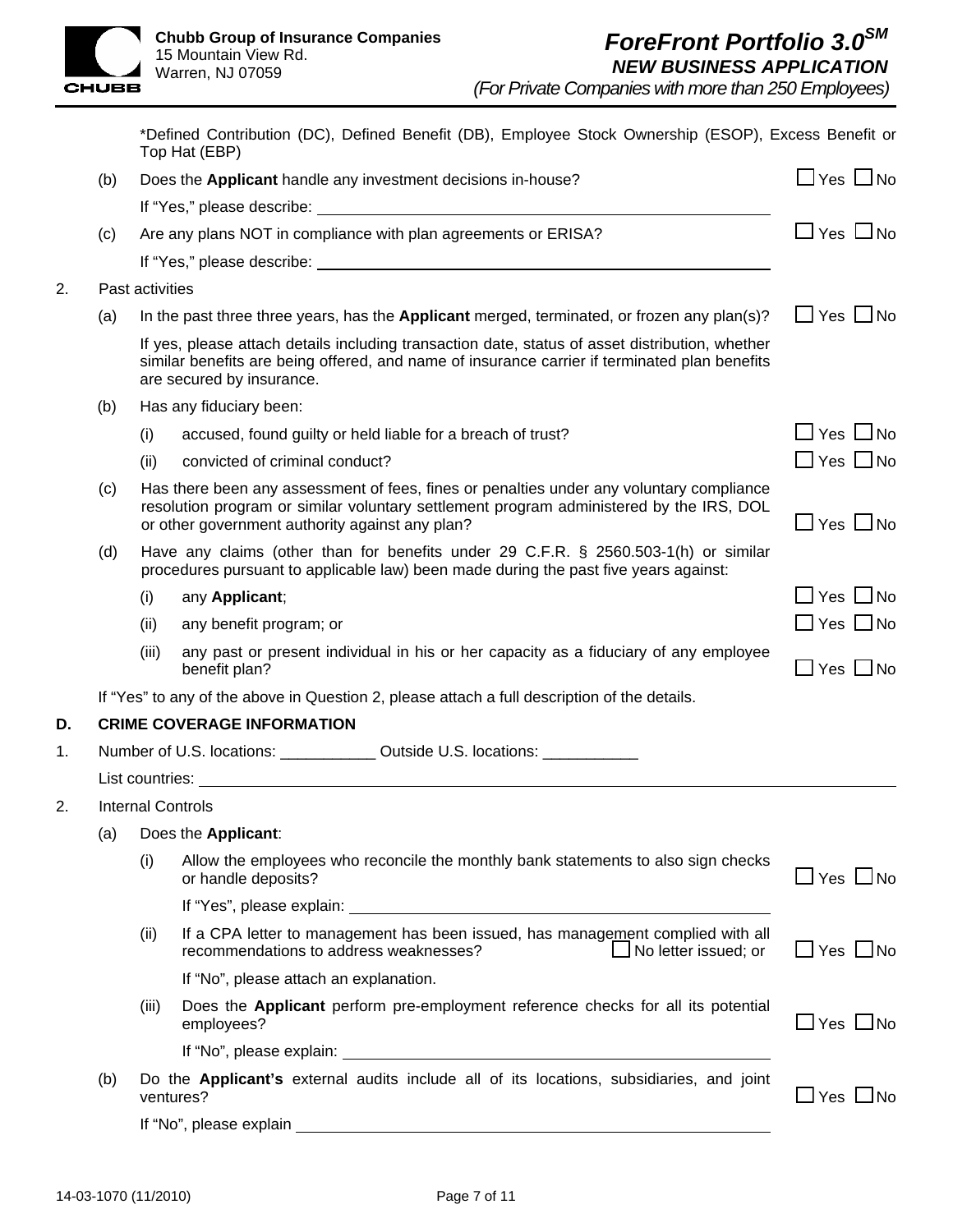*Defined Contribution (DC), Defined Benefit (DB), Employee Stock Ownership (ESOP), Excess Benefit or Top Hat (EBP)

(b) Does the **Applicant** handle any investment decisions in-house? ☐ Yes ☐ No

If "Yes," please describe: ______________________

(c) Are any plans NOT in compliance with plan agreements or ERISA? ☐ Yes ☐ No

If "Yes," please describe: ______________________

2. Past activities

(a) In the past three three years, has the **Applicant** merged, terminated, or frozen any plan(s)? ☐ Yes ☐ No

If yes, please attach details including transaction date, status of asset distribution, whether similar benefits are being offered, and name of insurance carrier if terminated plan benefits are secured by insurance.

(b) Has any fiduciary been:

(i) accused, found guilty or held liable for a breach of trust? ☐ Yes ☐ No

(ii) convicted of criminal conduct? ☐ Yes ☐ No

(c) Has there been any assessment of fees, fines or penalties under any voluntary compliance resolution program or similar voluntary settlement program administered by the IRS, DOL or other government authority against any plan? ☐ Yes ☐ No

(d) Have any claims (other than for benefits under 29 C.F.R. § 2560.503-1(h) or similar procedures pursuant to applicable law) been made during the past five years against:

(i) any **Applicant**; ☐ Yes ☐ No

(ii) any benefit program; or ☐ Yes ☐ No

(iii) any past or present individual in his or her capacity as a fiduciary of any employee benefit plan? ☐ Yes ☐ No

If "Yes" to any of the above in Question 2, please attach a full description of the details.

## D. CRIME COVERAGE INFORMATION

1. Number of U.S. locations: ___________ Outside U.S. locations: ___________

List countries: ______________________

2. Internal Controls

(a) Does the **Applicant**:

(i) Allow the employees who reconcile the monthly bank statements to also sign checks or handle deposits? ☐ Yes ☐ No

If "Yes", please explain: ______________________

(ii) If a CPA letter to management has been issued, has management complied with all recommendations to address weaknesses? ☐ No letter issued; or ☐ Yes ☐ No

If "No", please attach an explanation.

(iii) Does the **Applicant** perform pre-employment reference checks for all its potential employees? ☐ Yes ☐ No

If "No", please explain: ______________________

(b) Do the **Applicant's** external audits include all of its locations, subsidiaries, and joint ventures? ☐ Yes ☐ No

If "No", please explain ______________________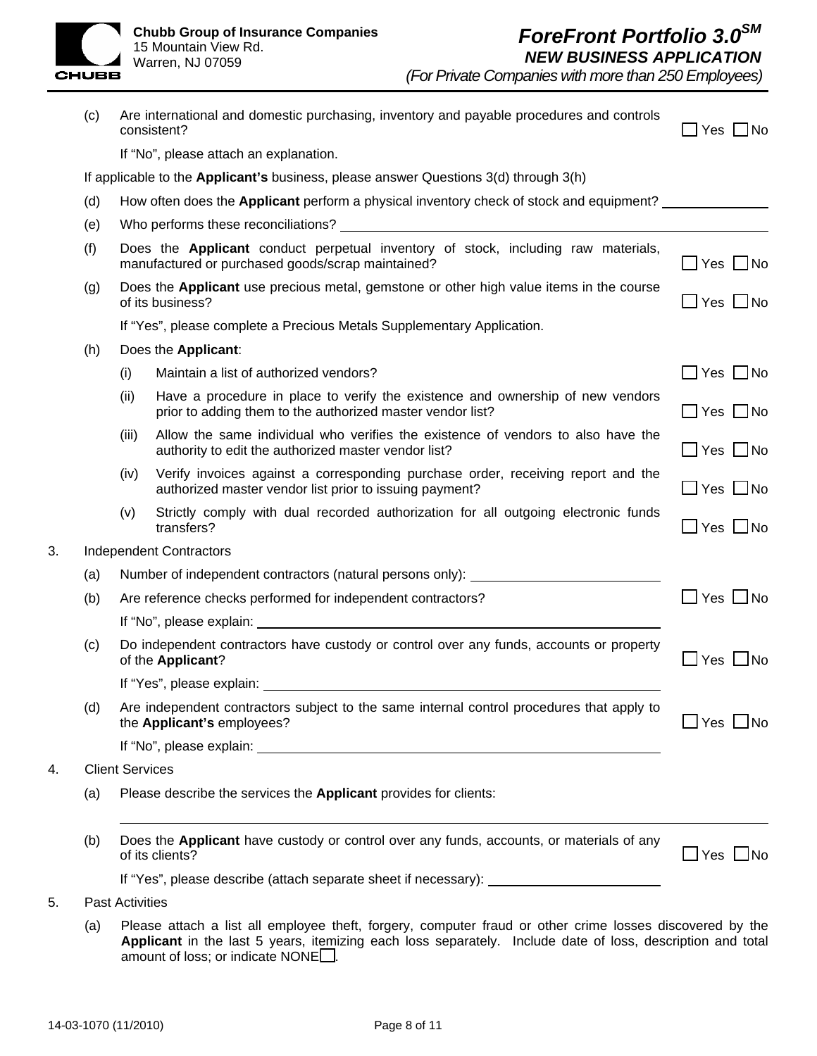(c) Are international and domestic purchasing, inventory and payable procedures and controls consistent? ☐ Yes ☐ No

If "No", please attach an explanation.

If applicable to the **Applicant's** business, please answer Questions 3(d) through 3(h)

(d) How often does the **Applicant** perform a physical inventory check of stock and equipment? ______________

(e) Who performs these reconciliations? ______________

(f) Does the **Applicant** conduct perpetual inventory of stock, including raw materials, manufactured or purchased goods/scrap maintained? ☐ Yes ☐ No

(g) Does the **Applicant** use precious metal, gemstone or other high value items in the course of its business? ☐ Yes ☐ No

If "Yes", please complete a Precious Metals Supplementary Application.

(h) Does the **Applicant**:

- (i) Maintain a list of authorized vendors? ☐ Yes ☐ No
- (ii) Have a procedure in place to verify the existence and ownership of new vendors prior to adding them to the authorized master vendor list? ☐ Yes ☐ No
- (iii) Allow the same individual who verifies the existence of vendors to also have the authority to edit the authorized master vendor list? ☐ Yes ☐ No
- (iv) Verify invoices against a corresponding purchase order, receiving report and the authorized master vendor list prior to issuing payment? ☐ Yes ☐ No
- (v) Strictly comply with dual recorded authorization for all outgoing electronic funds transfers? ☐ Yes ☐ No

3. Independent Contractors

(a) Number of independent contractors (natural persons only): ______________

(b) Are reference checks performed for independent contractors? ☐ Yes ☐ No

If "No", please explain: ______________

(c) Do independent contractors have custody or control over any funds, accounts or property of the **Applicant**? ☐ Yes ☐ No

If "Yes", please explain: ______________

(d) Are independent contractors subject to the same internal control procedures that apply to the **Applicant's** employees? ☐ Yes ☐ No

If "No", please explain: ______________

4. Client Services

(a) Please describe the services the **Applicant** provides for clients:

______________

(b) Does the **Applicant** have custody or control over any funds, accounts, or materials of any of its clients? ☐ Yes ☐ No

If "Yes", please describe (attach separate sheet if necessary): ______________

5. Past Activities

(a) Please attach a list all employee theft, forgery, computer fraud or other crime losses discovered by the **Applicant** in the last 5 years, itemizing each loss separately. Include date of loss, description and total amount of loss; or indicate NONE ☐.

14-03-1070 (11/2010)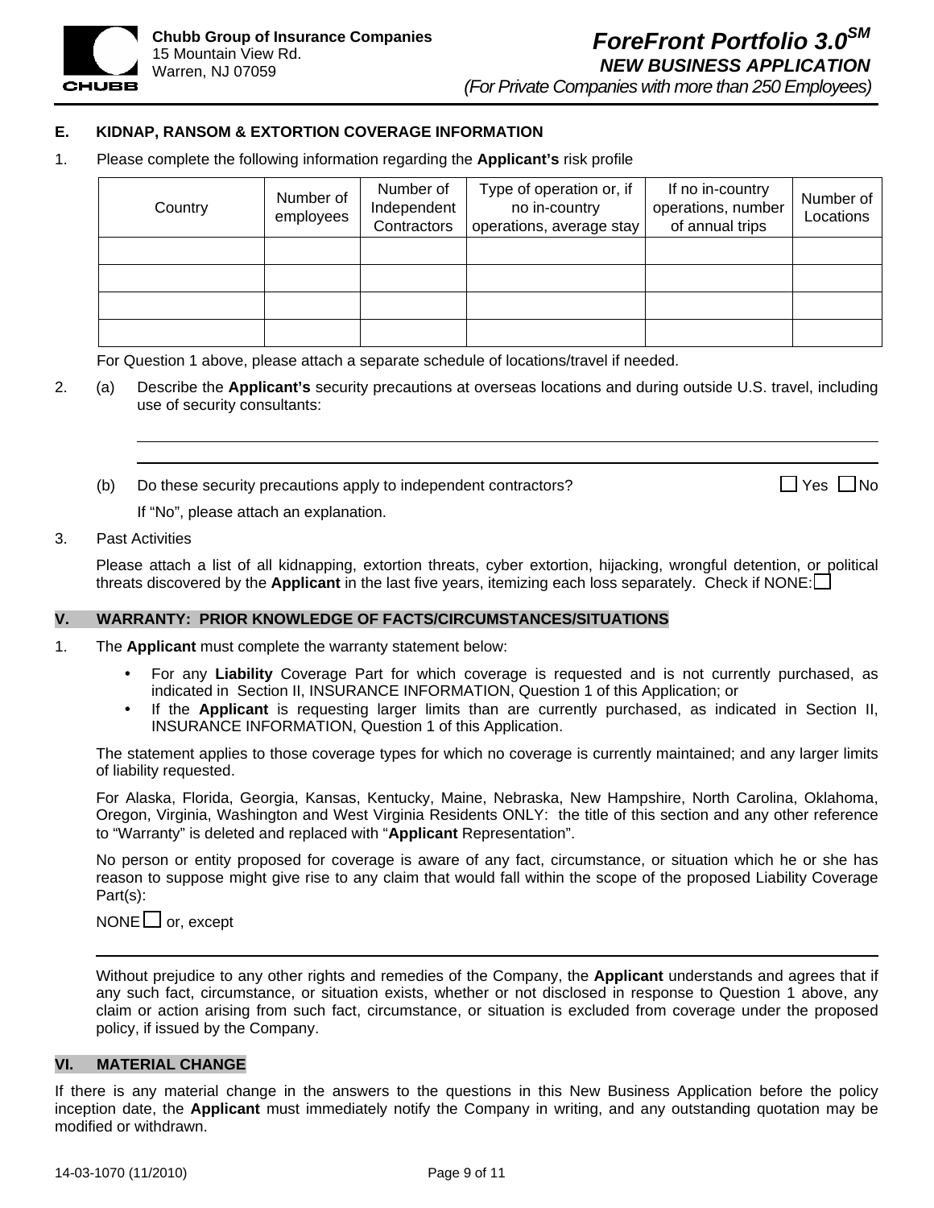## E. KIDNAP, RANSOM & EXTORTION COVERAGE INFORMATION

1. Please complete the following information regarding the **Applicant's** risk profile

| Country | Number of employees | Number of Independent Contractors | Type of operation or, if no in-country operations, average stay | If no in-country operations, number of annual trips | Number of Locations |
|---|---|---|---|---|---|
| | | | | | |
| | | | | | |
| | | | | | |
| | | | | | |

For Question 1 above, please attach a separate schedule of locations/travel if needed.

2. (a) Describe the **Applicant's** security precautions at overseas locations and during outside U.S. travel, including use of security consultants:

______________________________________________________________________

______________________________________________________________________

(b) Do these security precautions apply to independent contractors? ☐ Yes ☐ No

If "No", please attach an explanation.

3. Past Activities

Please attach a list of all kidnapping, extortion threats, cyber extortion, hijacking, wrongful detention, or political threats discovered by the **Applicant** in the last five years, itemizing each loss separately. Check if NONE: ☐

## V. WARRANTY: PRIOR KNOWLEDGE OF FACTS/CIRCUMSTANCES/SITUATIONS

1. The **Applicant** must complete the warranty statement below:

- For any **Liability** Coverage Part for which coverage is requested and is not currently purchased, as indicated in Section II, INSURANCE INFORMATION, Question 1 of this Application; or
- If the **Applicant** is requesting larger limits than are currently purchased, as indicated in Section II, INSURANCE INFORMATION, Question 1 of this Application.

The statement applies to those coverage types for which no coverage is currently maintained; and any larger limits of liability requested.

For Alaska, Florida, Georgia, Kansas, Kentucky, Maine, Nebraska, New Hampshire, North Carolina, Oklahoma, Oregon, Virginia, Washington and West Virginia Residents ONLY: the title of this section and any other reference to "Warranty" is deleted and replaced with "**Applicant** Representation".

No person or entity proposed for coverage is aware of any fact, circumstance, or situation which he or she has reason to suppose might give rise to any claim that would fall within the scope of the proposed Liability Coverage Part(s):

NONE ☐ or, except

______________________________________________________________________

Without prejudice to any other rights and remedies of the Company, the **Applicant** understands and agrees that if any such fact, circumstance, or situation exists, whether or not disclosed in response to Question 1 above, any claim or action arising from such fact, circumstance, or situation is excluded from coverage under the proposed policy, if issued by the Company.

## VI. MATERIAL CHANGE

If there is any material change in the answers to the questions in this New Business Application before the policy inception date, the **Applicant** must immediately notify the Company in writing, and any outstanding quotation may be modified or withdrawn.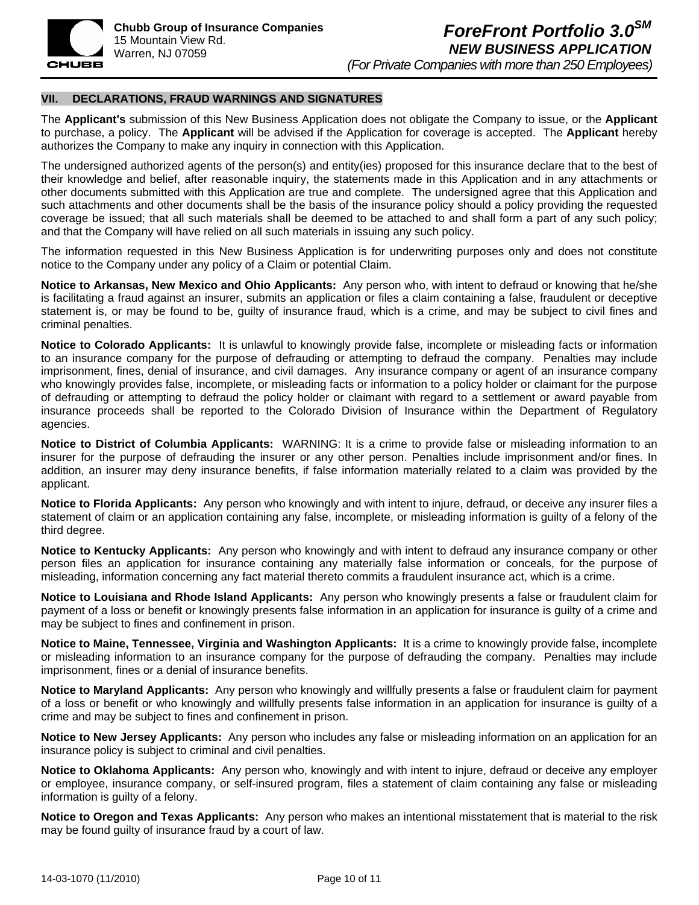## VII. DECLARATIONS, FRAUD WARNINGS AND SIGNATURES

The **Applicant's** submission of this New Business Application does not obligate the Company to issue, or the **Applicant** to purchase, a policy. The **Applicant** will be advised if the Application for coverage is accepted. The **Applicant** hereby authorizes the Company to make any inquiry in connection with this Application.

The undersigned authorized agents of the person(s) and entity(ies) proposed for this insurance declare that to the best of their knowledge and belief, after reasonable inquiry, the statements made in this Application and in any attachments or other documents submitted with this Application are true and complete. The undersigned agree that this Application and such attachments and other documents shall be the basis of the insurance policy should a policy providing the requested coverage be issued; that all such materials shall be deemed to be attached to and shall form a part of any such policy; and that the Company will have relied on all such materials in issuing any such policy.

The information requested in this New Business Application is for underwriting purposes only and does not constitute notice to the Company under any policy of a Claim or potential Claim.

**Notice to Arkansas, New Mexico and Ohio Applicants:** Any person who, with intent to defraud or knowing that he/she is facilitating a fraud against an insurer, submits an application or files a claim containing a false, fraudulent or deceptive statement is, or may be found to be, guilty of insurance fraud, which is a crime, and may be subject to civil fines and criminal penalties.

**Notice to Colorado Applicants:** It is unlawful to knowingly provide false, incomplete or misleading facts or information to an insurance company for the purpose of defrauding or attempting to defraud the company. Penalties may include imprisonment, fines, denial of insurance, and civil damages. Any insurance company or agent of an insurance company who knowingly provides false, incomplete, or misleading facts or information to a policy holder or claimant for the purpose of defrauding or attempting to defraud the policy holder or claimant with regard to a settlement or award payable from insurance proceeds shall be reported to the Colorado Division of Insurance within the Department of Regulatory agencies.

**Notice to District of Columbia Applicants:** WARNING: It is a crime to provide false or misleading information to an insurer for the purpose of defrauding the insurer or any other person. Penalties include imprisonment and/or fines. In addition, an insurer may deny insurance benefits, if false information materially related to a claim was provided by the applicant.

**Notice to Florida Applicants:** Any person who knowingly and with intent to injure, defraud, or deceive any insurer files a statement of claim or an application containing any false, incomplete, or misleading information is guilty of a felony of the third degree.

**Notice to Kentucky Applicants:** Any person who knowingly and with intent to defraud any insurance company or other person files an application for insurance containing any materially false information or conceals, for the purpose of misleading, information concerning any fact material thereto commits a fraudulent insurance act, which is a crime.

**Notice to Louisiana and Rhode Island Applicants:** Any person who knowingly presents a false or fraudulent claim for payment of a loss or benefit or knowingly presents false information in an application for insurance is guilty of a crime and may be subject to fines and confinement in prison.

**Notice to Maine, Tennessee, Virginia and Washington Applicants:** It is a crime to knowingly provide false, incomplete or misleading information to an insurance company for the purpose of defrauding the company. Penalties may include imprisonment, fines or a denial of insurance benefits.

**Notice to Maryland Applicants:** Any person who knowingly and willfully presents a false or fraudulent claim for payment of a loss or benefit or who knowingly and willfully presents false information in an application for insurance is guilty of a crime and may be subject to fines and confinement in prison.

**Notice to New Jersey Applicants:** Any person who includes any false or misleading information on an application for an insurance policy is subject to criminal and civil penalties.

**Notice to Oklahoma Applicants:** Any person who, knowingly and with intent to injure, defraud or deceive any employer or employee, insurance company, or self-insured program, files a statement of claim containing any false or misleading information is guilty of a felony.

**Notice to Oregon and Texas Applicants:** Any person who makes an intentional misstatement that is material to the risk may be found guilty of insurance fraud by a court of law.

14-03-1070 (11/2010)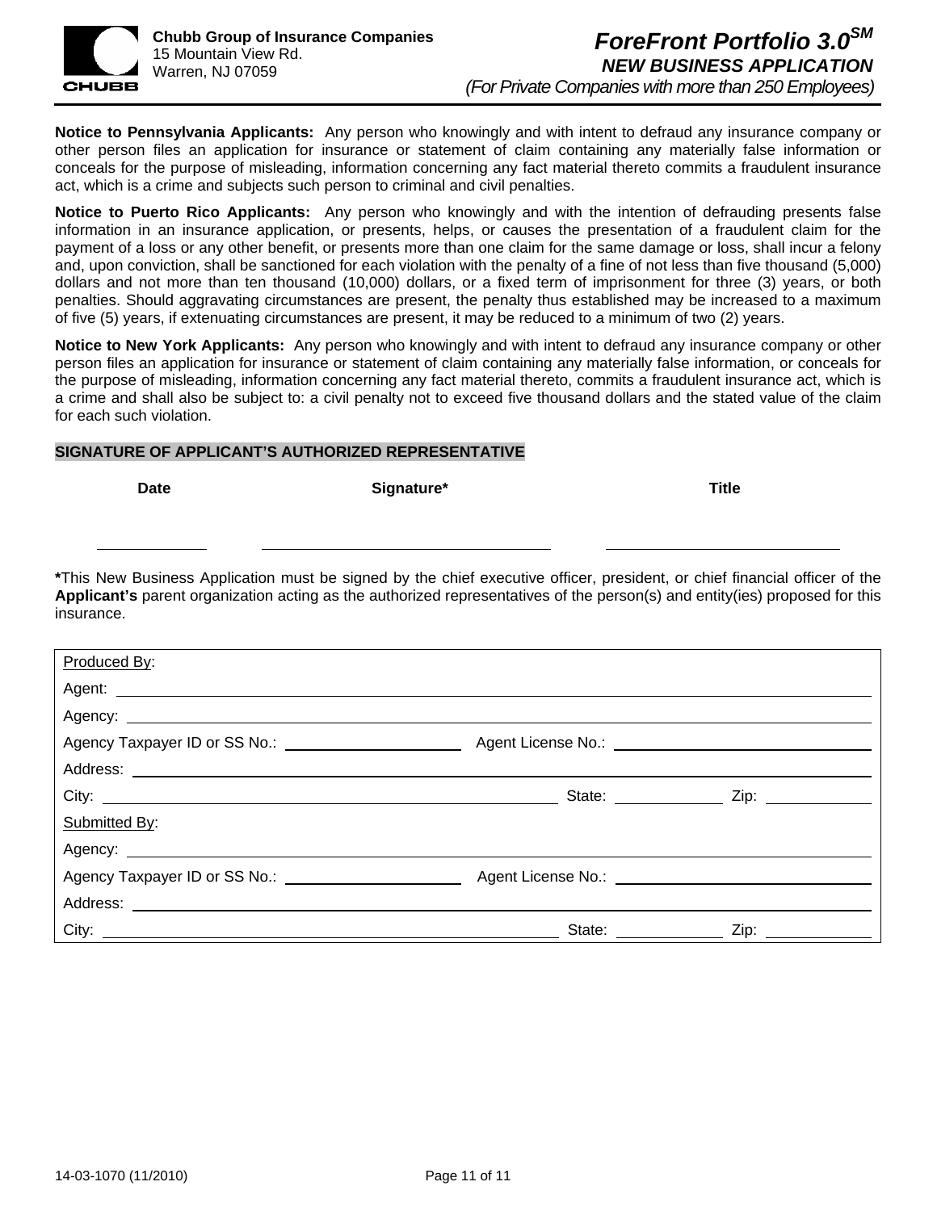**Notice to Pennsylvania Applicants:** Any person who knowingly and with intent to defraud any insurance company or other person files an application for insurance or statement of claim containing any materially false information or conceals for the purpose of misleading, information concerning any fact material thereto commits a fraudulent insurance act, which is a crime and subjects such person to criminal and civil penalties.

**Notice to Puerto Rico Applicants:** Any person who knowingly and with the intention of defrauding presents false information in an insurance application, or presents, helps, or causes the presentation of a fraudulent claim for the payment of a loss or any other benefit, or presents more than one claim for the same damage or loss, shall incur a felony and, upon conviction, shall be sanctioned for each violation with the penalty of a fine of not less than five thousand (5,000) dollars and not more than ten thousand (10,000) dollars, or a fixed term of imprisonment for three (3) years, or both penalties. Should aggravating circumstances are present, the penalty thus established may be increased to a maximum of five (5) years, if extenuating circumstances are present, it may be reduced to a minimum of two (2) years.

**Notice to New York Applicants:** Any person who knowingly and with intent to defraud any insurance company or other person files an application for insurance or statement of claim containing any materially false information, or conceals for the purpose of misleading, information concerning any fact material thereto, commits a fraudulent insurance act, which is a crime and shall also be subject to: a civil penalty not to exceed five thousand dollars and the stated value of the claim for each such violation.

## SIGNATURE OF APPLICANT'S AUTHORIZED REPRESENTATIVE

| Date | Signature* | Title |
|---|---|---|
| ____________ | ______________________________ | __________________________ |

***This New Business Application must be signed by the chief executive officer, president, or chief financial officer of the **Applicant's** parent organization acting as the authorized representatives of the person(s) and entity(ies) proposed for this insurance.

Produced By:

Agent: ______________________________

Agency: ______________________________

Agency Taxpayer ID or SS No.: ____________________ Agent License No.: ____________________

Address: ______________________________

City: ______________________________ State: ____________ Zip: ____________

Submitted By:

Agency: ______________________________

Agency Taxpayer ID or SS No.: ____________________ Agent License No.: ____________________

Address: ______________________________

City: ______________________________ State: ____________ Zip: ____________

14-03-1070 (11/2010)